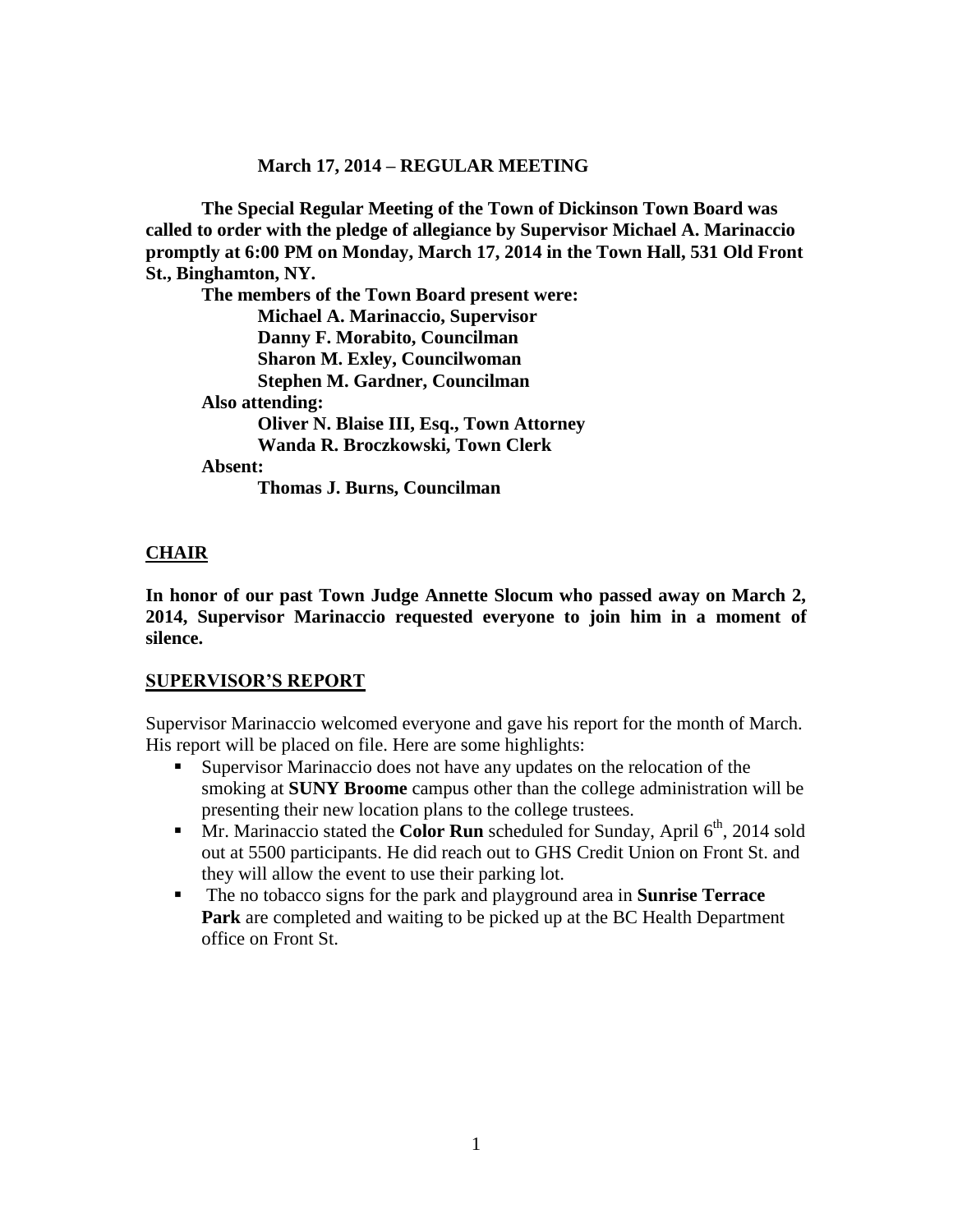**March 17, 2014 – REGULAR MEETING**

**The Special Regular Meeting of the Town of Dickinson Town Board was called to order with the pledge of allegiance by Supervisor Michael A. Marinaccio promptly at 6:00 PM on Monday, March 17, 2014 in the Town Hall, 531 Old Front St., Binghamton, NY.**

**The members of the Town Board present were:**

**Michael A. Marinaccio, Supervisor**
**Danny F. Morabito, Councilman**
**Sharon M. Exley, Councilwoman**
**Stephen M. Gardner, Councilman**

**Also attending:**

**Oliver N. Blaise III, Esq., Town Attorney**
**Wanda R. Broczkowski, Town Clerk**

**Absent:**

**Thomas J. Burns, Councilman**

## CHAIR

**In honor of our past Town Judge Annette Slocum who passed away on March 2, 2014, Supervisor Marinaccio requested everyone to join him in a moment of silence.**

## SUPERVISOR'S REPORT

Supervisor Marinaccio welcomed everyone and gave his report for the month of March. His report will be placed on file. Here are some highlights:

- Supervisor Marinaccio does not have any updates on the relocation of the smoking at **SUNY Broome** campus other than the college administration will be presenting their new location plans to the college trustees.
- Mr. Marinaccio stated the **Color Run** scheduled for Sunday, April 6th, 2014 sold out at 5500 participants. He did reach out to GHS Credit Union on Front St. and they will allow the event to use their parking lot.
- The no tobacco signs for the park and playground area in **Sunrise Terrace Park** are completed and waiting to be picked up at the BC Health Department office on Front St.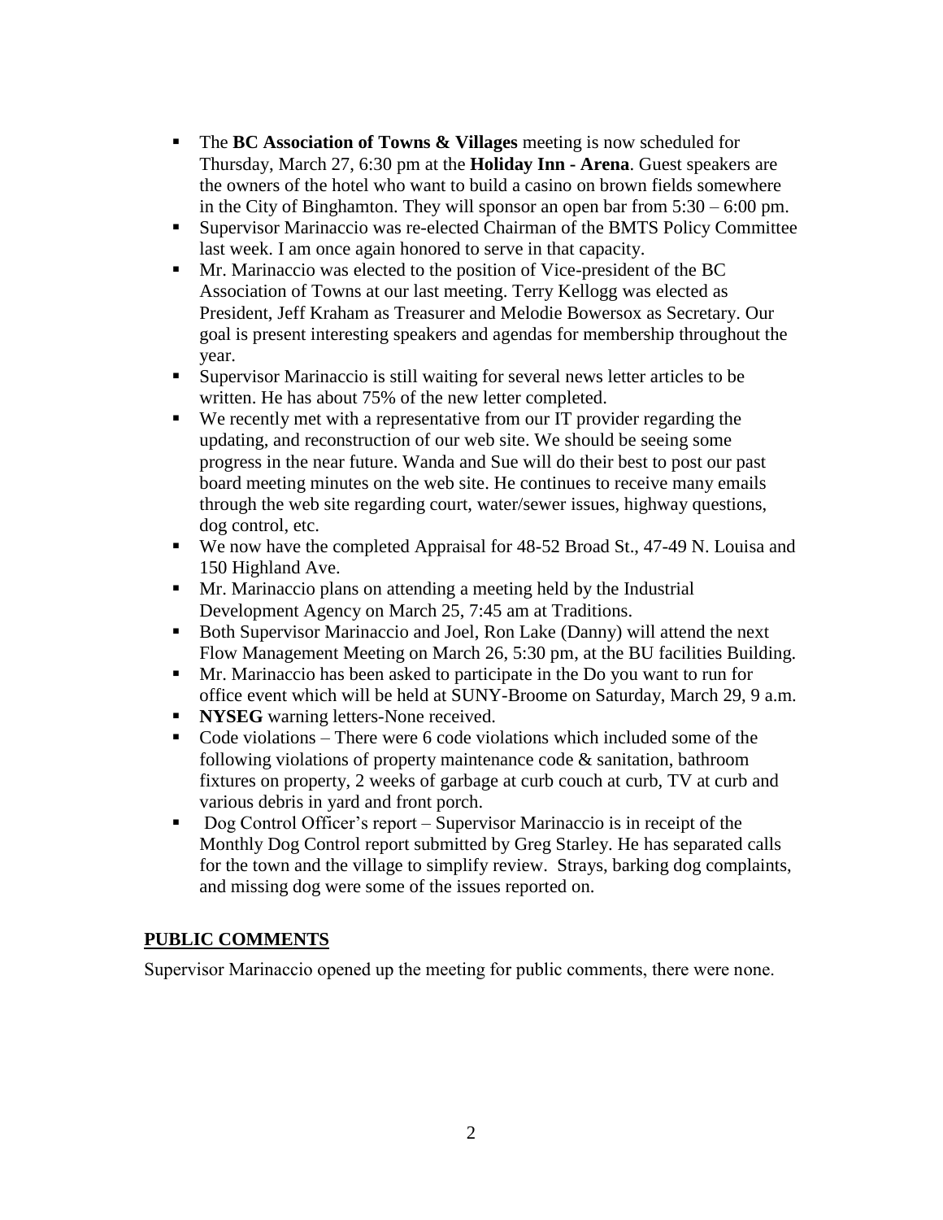- The **BC Association of Towns & Villages** meeting is now scheduled for Thursday, March 27, 6:30 pm at the **Holiday Inn - Arena**. Guest speakers are the owners of the hotel who want to build a casino on brown fields somewhere in the City of Binghamton. They will sponsor an open bar from 5:30 – 6:00 pm.
- Supervisor Marinaccio was re-elected Chairman of the BMTS Policy Committee last week. I am once again honored to serve in that capacity.
- Mr. Marinaccio was elected to the position of Vice-president of the BC Association of Towns at our last meeting. Terry Kellogg was elected as President, Jeff Kraham as Treasurer and Melodie Bowersox as Secretary. Our goal is present interesting speakers and agendas for membership throughout the year.
- Supervisor Marinaccio is still waiting for several news letter articles to be written. He has about 75% of the new letter completed.
- We recently met with a representative from our IT provider regarding the updating, and reconstruction of our web site. We should be seeing some progress in the near future. Wanda and Sue will do their best to post our past board meeting minutes on the web site. He continues to receive many emails through the web site regarding court, water/sewer issues, highway questions, dog control, etc.
- We now have the completed Appraisal for 48-52 Broad St., 47-49 N. Louisa and 150 Highland Ave.
- Mr. Marinaccio plans on attending a meeting held by the Industrial Development Agency on March 25, 7:45 am at Traditions.
- Both Supervisor Marinaccio and Joel, Ron Lake (Danny) will attend the next Flow Management Meeting on March 26, 5:30 pm, at the BU facilities Building.
- Mr. Marinaccio has been asked to participate in the Do you want to run for office event which will be held at SUNY-Broome on Saturday, March 29, 9 a.m.
- **NYSEG** warning letters-None received.
- Code violations – There were 6 code violations which included some of the following violations of property maintenance code & sanitation, bathroom fixtures on property, 2 weeks of garbage at curb couch at curb, TV at curb and various debris in yard and front porch.
- Dog Control Officer's report – Supervisor Marinaccio is in receipt of the Monthly Dog Control report submitted by Greg Starley. He has separated calls for the town and the village to simplify review. Strays, barking dog complaints, and missing dog were some of the issues reported on.

## PUBLIC COMMENTS

Supervisor Marinaccio opened up the meeting for public comments, there were none.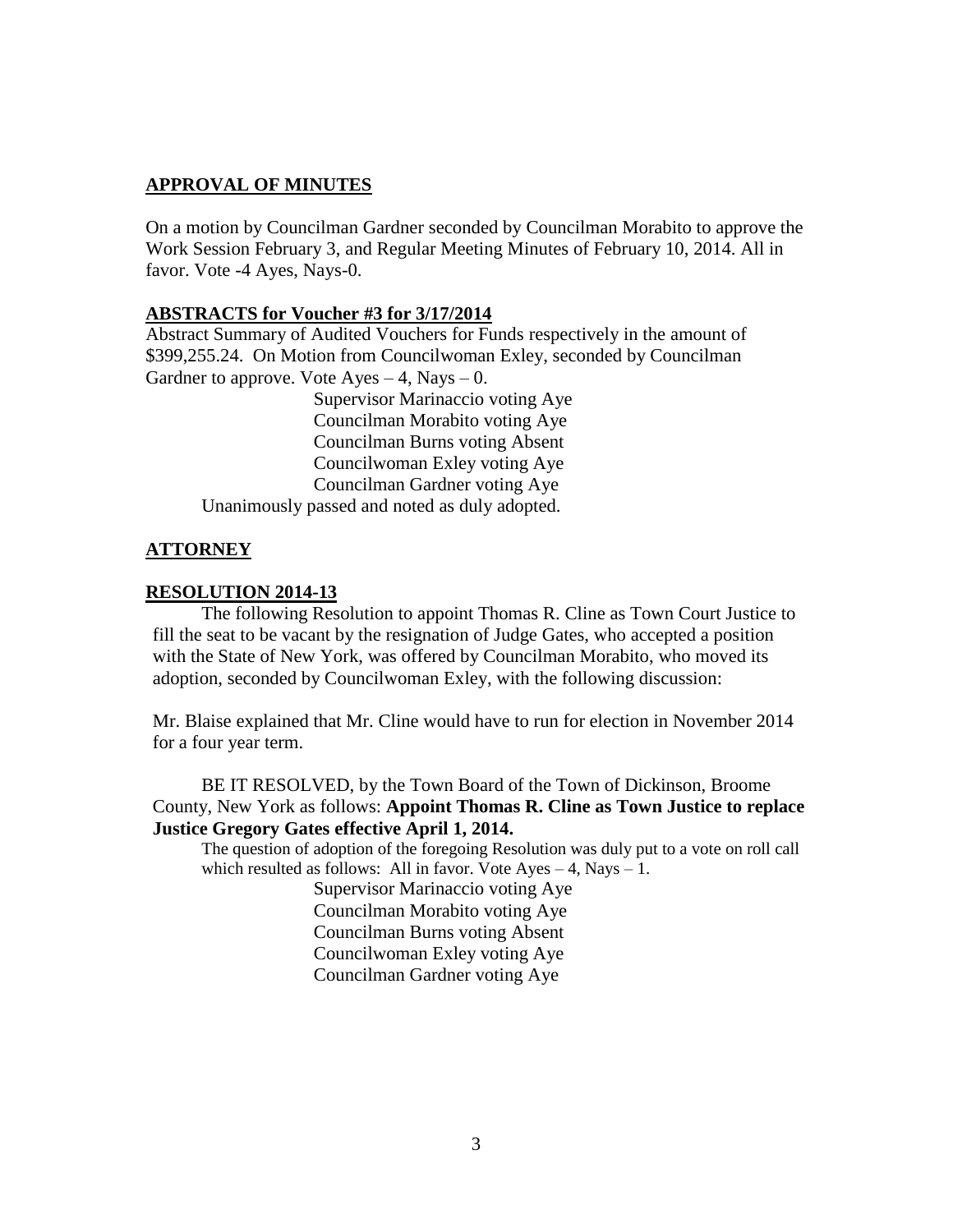**APPROVAL OF MINUTES**

On a motion by Councilman Gardner seconded by Councilman Morabito to approve the Work Session February 3, and Regular Meeting Minutes of February 10, 2014. All in favor. Vote -4 Ayes, Nays-0.

**ABSTRACTS for Voucher #3 for 3/17/2014**

Abstract Summary of Audited Vouchers for Funds respectively in the amount of $399,255.24. On Motion from Councilwoman Exley, seconded by Councilman Gardner to approve. Vote Ayes – 4, Nays – 0.

Supervisor Marinaccio voting Aye
Councilman Morabito voting Aye
Councilman Burns voting Absent
Councilwoman Exley voting Aye
Councilman Gardner voting Aye

Unanimously passed and noted as duly adopted.

**ATTORNEY**

**RESOLUTION 2014-13**

The following Resolution to appoint Thomas R. Cline as Town Court Justice to fill the seat to be vacant by the resignation of Judge Gates, who accepted a position with the State of New York, was offered by Councilman Morabito, who moved its adoption, seconded by Councilwoman Exley, with the following discussion:

Mr. Blaise explained that Mr. Cline would have to run for election in November 2014 for a four year term.

BE IT RESOLVED, by the Town Board of the Town of Dickinson, Broome County, New York as follows: **Appoint Thomas R. Cline as Town Justice to replace Justice Gregory Gates effective April 1, 2014.**

The question of adoption of the foregoing Resolution was duly put to a vote on roll call which resulted as follows: All in favor. Vote Ayes – 4, Nays – 1.

Supervisor Marinaccio voting Aye
Councilman Morabito voting Aye
Councilman Burns voting Absent
Councilwoman Exley voting Aye
Councilman Gardner voting Aye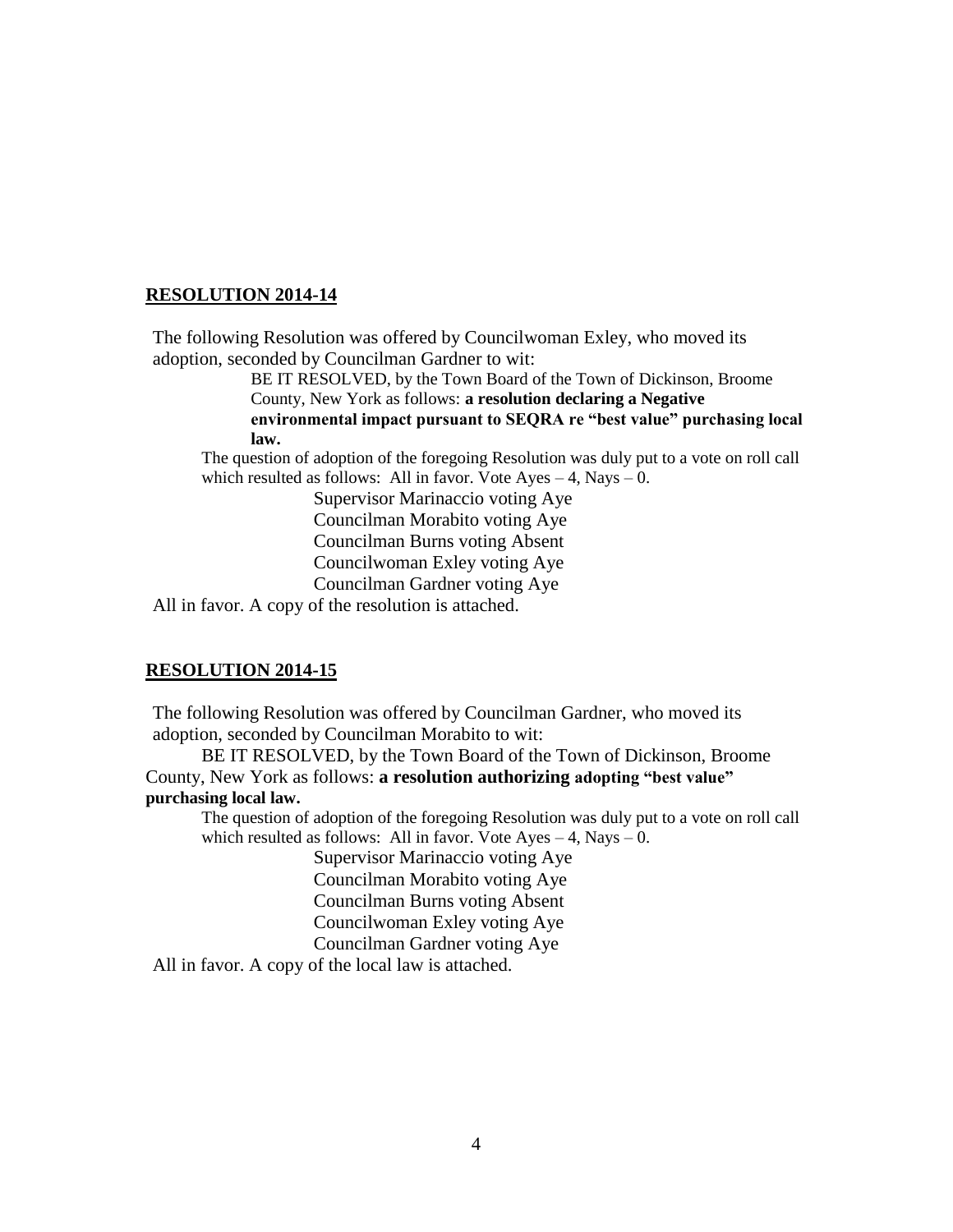**RESOLUTION 2014-14**

The following Resolution was offered by Councilwoman Exley, who moved its adoption, seconded by Councilman Gardner to wit:

BE IT RESOLVED, by the Town Board of the Town of Dickinson, Broome County, New York as follows: **a resolution declaring a Negative environmental impact pursuant to SEQRA re "best value" purchasing local law.**

The question of adoption of the foregoing Resolution was duly put to a vote on roll call which resulted as follows: All in favor. Vote Ayes – 4, Nays – 0.

Supervisor Marinaccio voting Aye
Councilman Morabito voting Aye
Councilman Burns voting Absent
Councilwoman Exley voting Aye
Councilman Gardner voting Aye

All in favor. A copy of the resolution is attached.

**RESOLUTION 2014-15**

The following Resolution was offered by Councilman Gardner, who moved its adoption, seconded by Councilman Morabito to wit:

BE IT RESOLVED, by the Town Board of the Town of Dickinson, Broome County, New York as follows: **a resolution authorizing adopting "best value" purchasing local law.**

The question of adoption of the foregoing Resolution was duly put to a vote on roll call which resulted as follows: All in favor. Vote Ayes – 4, Nays – 0.

Supervisor Marinaccio voting Aye
Councilman Morabito voting Aye
Councilman Burns voting Absent
Councilwoman Exley voting Aye
Councilman Gardner voting Aye

All in favor. A copy of the local law is attached.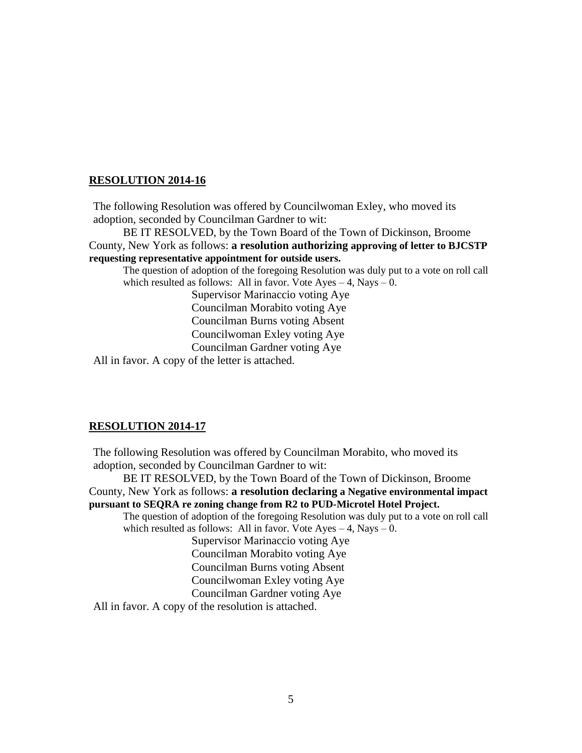## **RESOLUTION 2014-16**

The following Resolution was offered by Councilwoman Exley, who moved its adoption, seconded by Councilman Gardner to wit:

BE IT RESOLVED, by the Town Board of the Town of Dickinson, Broome County, New York as follows: **a resolution authorizing approving of letter to BJCSTP requesting representative appointment for outside users.**

The question of adoption of the foregoing Resolution was duly put to a vote on roll call which resulted as follows: All in favor. Vote Ayes – 4, Nays – 0.

Supervisor Marinaccio voting Aye
Councilman Morabito voting Aye
Councilman Burns voting Absent
Councilwoman Exley voting Aye
Councilman Gardner voting Aye

All in favor. A copy of the letter is attached.

## **RESOLUTION 2014-17**

The following Resolution was offered by Councilman Morabito, who moved its adoption, seconded by Councilman Gardner to wit:

BE IT RESOLVED, by the Town Board of the Town of Dickinson, Broome County, New York as follows: **a resolution declaring a Negative environmental impact pursuant to SEQRA re zoning change from R2 to PUD-Microtel Hotel Project.**

The question of adoption of the foregoing Resolution was duly put to a vote on roll call which resulted as follows: All in favor. Vote Ayes – 4, Nays – 0.

Supervisor Marinaccio voting Aye
Councilman Morabito voting Aye
Councilman Burns voting Absent
Councilwoman Exley voting Aye
Councilman Gardner voting Aye

All in favor. A copy of the resolution is attached.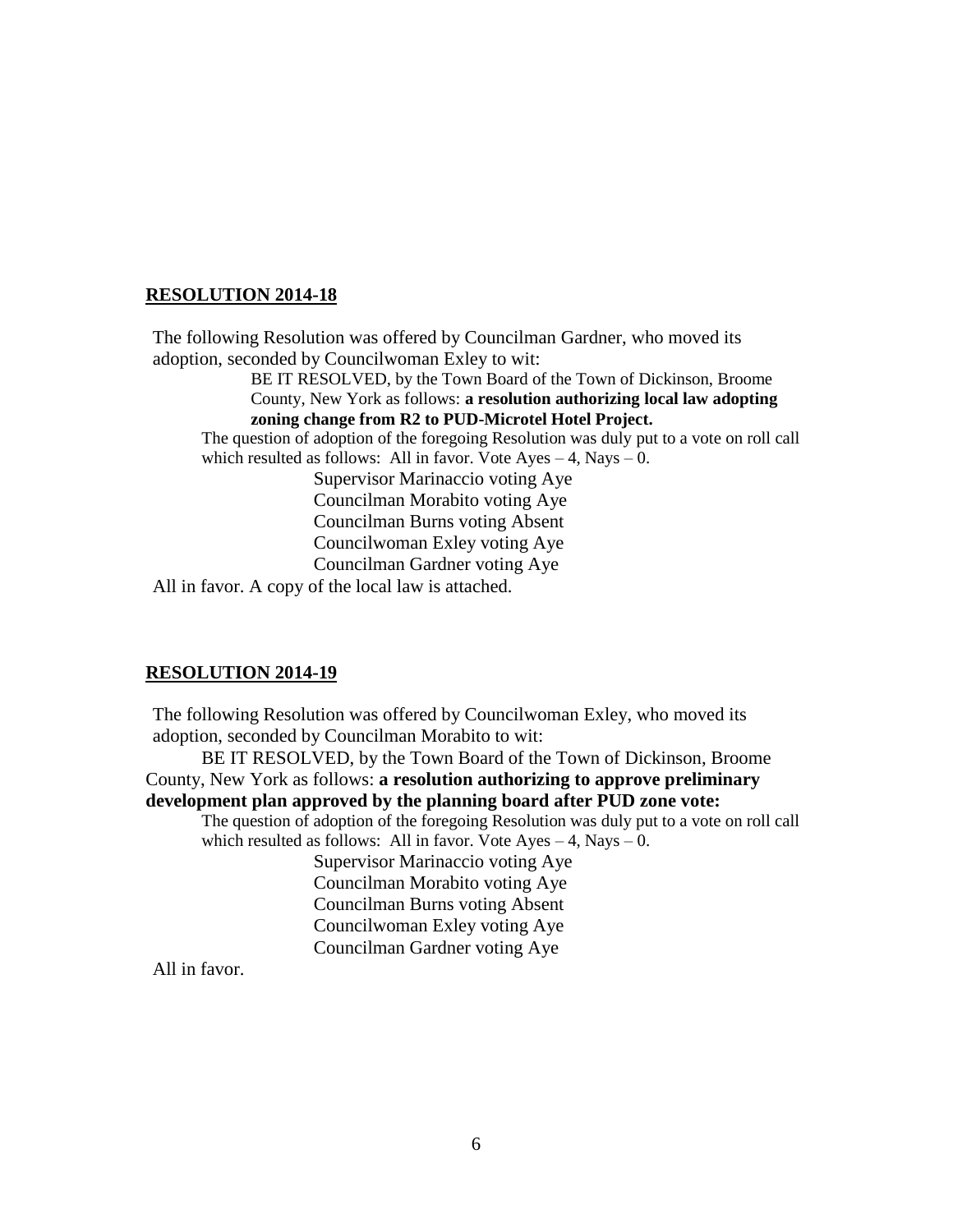**RESOLUTION 2014-18**

The following Resolution was offered by Councilman Gardner, who moved its adoption, seconded by Councilwoman Exley to wit:

BE IT RESOLVED, by the Town Board of the Town of Dickinson, Broome County, New York as follows: **a resolution authorizing local law adopting zoning change from R2 to PUD-Microtel Hotel Project.**

The question of adoption of the foregoing Resolution was duly put to a vote on roll call which resulted as follows: All in favor. Vote Ayes – 4, Nays – 0.

Supervisor Marinaccio voting Aye
Councilman Morabito voting Aye
Councilman Burns voting Absent
Councilwoman Exley voting Aye
Councilman Gardner voting Aye

All in favor. A copy of the local law is attached.

**RESOLUTION 2014-19**

The following Resolution was offered by Councilwoman Exley, who moved its adoption, seconded by Councilman Morabito to wit:

BE IT RESOLVED, by the Town Board of the Town of Dickinson, Broome County, New York as follows: **a resolution authorizing to approve preliminary development plan approved by the planning board after PUD zone vote:**

The question of adoption of the foregoing Resolution was duly put to a vote on roll call which resulted as follows: All in favor. Vote Ayes – 4, Nays – 0.

Supervisor Marinaccio voting Aye
Councilman Morabito voting Aye
Councilman Burns voting Absent
Councilwoman Exley voting Aye
Councilman Gardner voting Aye

All in favor.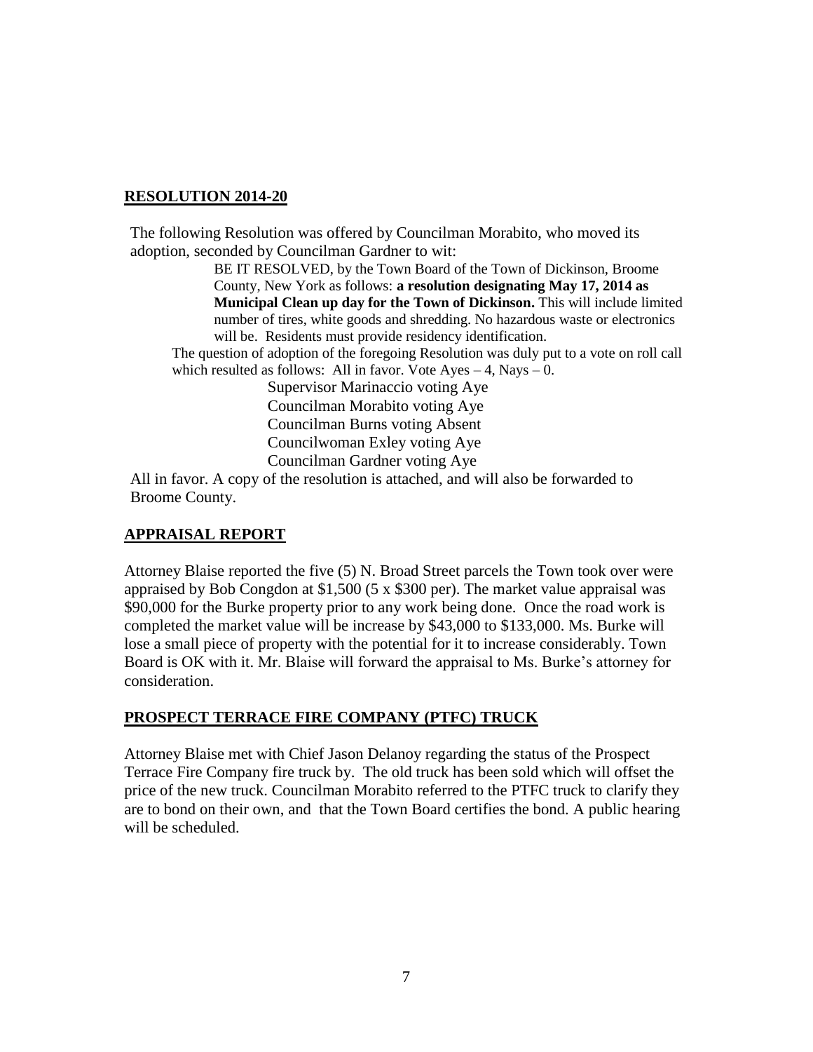## **RESOLUTION 2014-20**

The following Resolution was offered by Councilman Morabito, who moved its adoption, seconded by Councilman Gardner to wit:

> BE IT RESOLVED, by the Town Board of the Town of Dickinson, Broome County, New York as follows: **a resolution designating May 17, 2014 as Municipal Clean up day for the Town of Dickinson.** This will include limited number of tires, white goods and shredding. No hazardous waste or electronics will be. Residents must provide residency identification.

The question of adoption of the foregoing Resolution was duly put to a vote on roll call which resulted as follows: All in favor. Vote Ayes – 4, Nays – 0.

Supervisor Marinaccio voting Aye
Councilman Morabito voting Aye
Councilman Burns voting Absent
Councilwoman Exley voting Aye
Councilman Gardner voting Aye

All in favor. A copy of the resolution is attached, and will also be forwarded to Broome County.

## **APPRAISAL REPORT**

Attorney Blaise reported the five (5) N. Broad Street parcels the Town took over were appraised by Bob Congdon at $1,500 (5 x $300 per). The market value appraisal was $90,000 for the Burke property prior to any work being done. Once the road work is completed the market value will be increase by $43,000 to $133,000. Ms. Burke will lose a small piece of property with the potential for it to increase considerably. Town Board is OK with it. Mr. Blaise will forward the appraisal to Ms. Burke's attorney for consideration.

## **PROSPECT TERRACE FIRE COMPANY (PTFC) TRUCK**

Attorney Blaise met with Chief Jason Delanoy regarding the status of the Prospect Terrace Fire Company fire truck by. The old truck has been sold which will offset the price of the new truck. Councilman Morabito referred to the PTFC truck to clarify they are to bond on their own, and that the Town Board certifies the bond. A public hearing will be scheduled.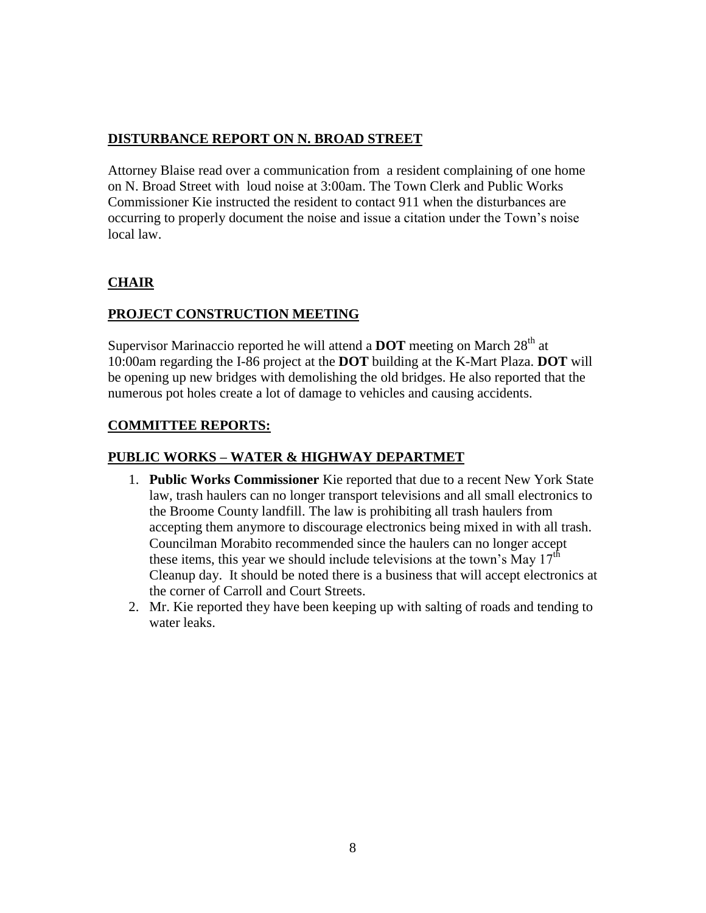## DISTURBANCE REPORT ON N. BROAD STREET

Attorney Blaise read over a communication from a resident complaining of one home on N. Broad Street with loud noise at 3:00am. The Town Clerk and Public Works Commissioner Kie instructed the resident to contact 911 when the disturbances are occurring to properly document the noise and issue a citation under the Town's noise local law.

## CHAIR

## PROJECT CONSTRUCTION MEETING

Supervisor Marinaccio reported he will attend a **DOT** meeting on March 28th at 10:00am regarding the I-86 project at the **DOT** building at the K-Mart Plaza. **DOT** will be opening up new bridges with demolishing the old bridges. He also reported that the numerous pot holes create a lot of damage to vehicles and causing accidents.

## COMMITTEE REPORTS:

## PUBLIC WORKS – WATER & HIGHWAY DEPARTMET

1. **Public Works Commissioner** Kie reported that due to a recent New York State law, trash haulers can no longer transport televisions and all small electronics to the Broome County landfill. The law is prohibiting all trash haulers from accepting them anymore to discourage electronics being mixed in with all trash. Councilman Morabito recommended since the haulers can no longer accept these items, this year we should include televisions at the town's May 17th Cleanup day. It should be noted there is a business that will accept electronics at the corner of Carroll and Court Streets.
2. Mr. Kie reported they have been keeping up with salting of roads and tending to water leaks.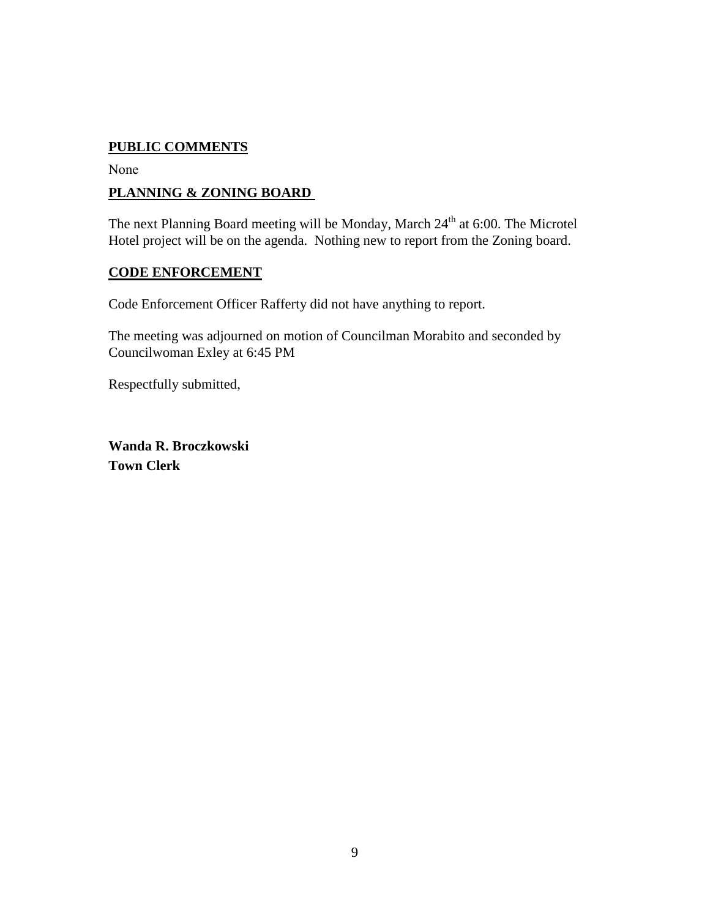**PUBLIC COMMENTS**

None

**PLANNING & ZONING BOARD**

The next Planning Board meeting will be Monday, March 24th at 6:00. The Microtel Hotel project will be on the agenda. Nothing new to report from the Zoning board.

**CODE ENFORCEMENT**

Code Enforcement Officer Rafferty did not have anything to report.

The meeting was adjourned on motion of Councilman Morabito and seconded by Councilwoman Exley at 6:45 PM

Respectfully submitted,

**Wanda R. Broczkowski**
**Town Clerk**